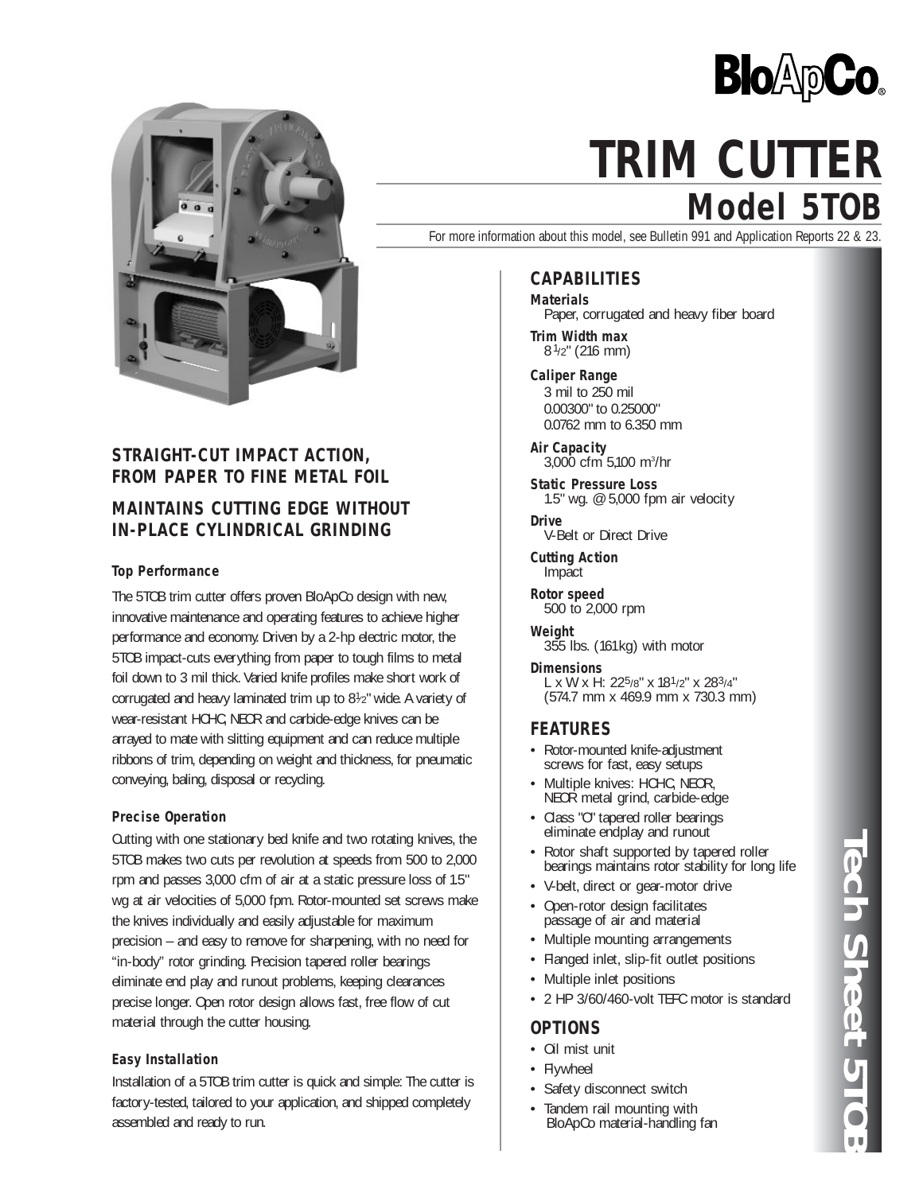BloApCo®

# TRIM CUTTER

## Model 5TOB

For more information about this model, see Bulletin 991 and Application Reports 22 & 23.

### STRAIGHT-CUT IMPACT ACTION, FROM PAPER TO FINE METAL FOIL

### MAINTAINS CUTTING EDGE WITHOUT IN-PLACE CYLINDRICAL GRINDING

#### Top Performance

The 5TOB trim cutter offers proven BloApCo design with new, innovative maintenance and operating features to achieve higher performance and economy. Driven by a 2-hp electric motor, the 5TOB impact-cuts everything from paper to tough films to metal foil down to 3 mil thick. Varied knife profiles make short work of corrugated and heavy laminated trim up to 8½" wide. A variety of wear-resistant HCHC, NEOR and carbide-edge knives can be arrayed to mate with slitting equipment and can reduce multiple ribbons of trim, depending on weight and thickness, for pneumatic conveying, baling, disposal or recycling.

#### Precise Operation

Cutting with one stationary bed knife and two rotating knives, the 5TOB makes two cuts per revolution at speeds from 500 to 2,000 rpm and passes 3,000 cfm of air at a static pressure loss of 1.5" wg at air velocities of 5,000 fpm. Rotor-mounted set screws make the knives individually and easily adjustable for maximum precision – and easy to remove for sharpening, with no need for "in-body" rotor grinding. Precision tapered roller bearings eliminate end play and runout problems, keeping clearances precise longer. Open rotor design allows fast, free flow of cut material through the cutter housing.

#### Easy Installation

Installation of a 5TOB trim cutter is quick and simple: The cutter is factory-tested, tailored to your application, and shipped completely assembled and ready to run.

### CAPABILITIES

**Materials**
Paper, corrugated and heavy fiber board

**Trim Width max**
8½" (216 mm)

**Caliper Range**
3 mil to 250 mil
0.00300" to 0.25000"
0.0762 mm to 6.350 mm

**Air Capacity**
3,000 cfm 5,100 $m^3$/hr

**Static Pressure Loss**
1.5" wg. @ 5,000 fpm air velocity

**Drive**
V-Belt or Direct Drive

**Cutting Action**
Impact

**Rotor speed**
500 to 2,000 rpm

**Weight**
355 lbs. (161 kg) with motor

**Dimensions**
L x W x H: 22⅝" x 18½" x 28¾"
(574.7 mm x 469.9 mm x 730.3 mm)

### FEATURES

- Rotor-mounted knife-adjustment screws for fast, easy setups
- Multiple knives: HCHC, NEOR, NEOR metal grind, carbide-edge
- Class "O" tapered roller bearings eliminate endplay and runout
- Rotor shaft supported by tapered roller bearings maintains rotor stability for long life
- V-belt, direct or gear-motor drive
- Open-rotor design facilitates passage of air and material
- Multiple mounting arrangements
- Flanged inlet, slip-fit outlet positions
- Multiple inlet positions
- 2 HP 3/60/460-volt TEFC motor is standard

### OPTIONS

- Oil mist unit
- Flywheel
- Safety disconnect switch
- Tandem rail mounting with BloApCo material-handling fan

Tech Sheet 5TOB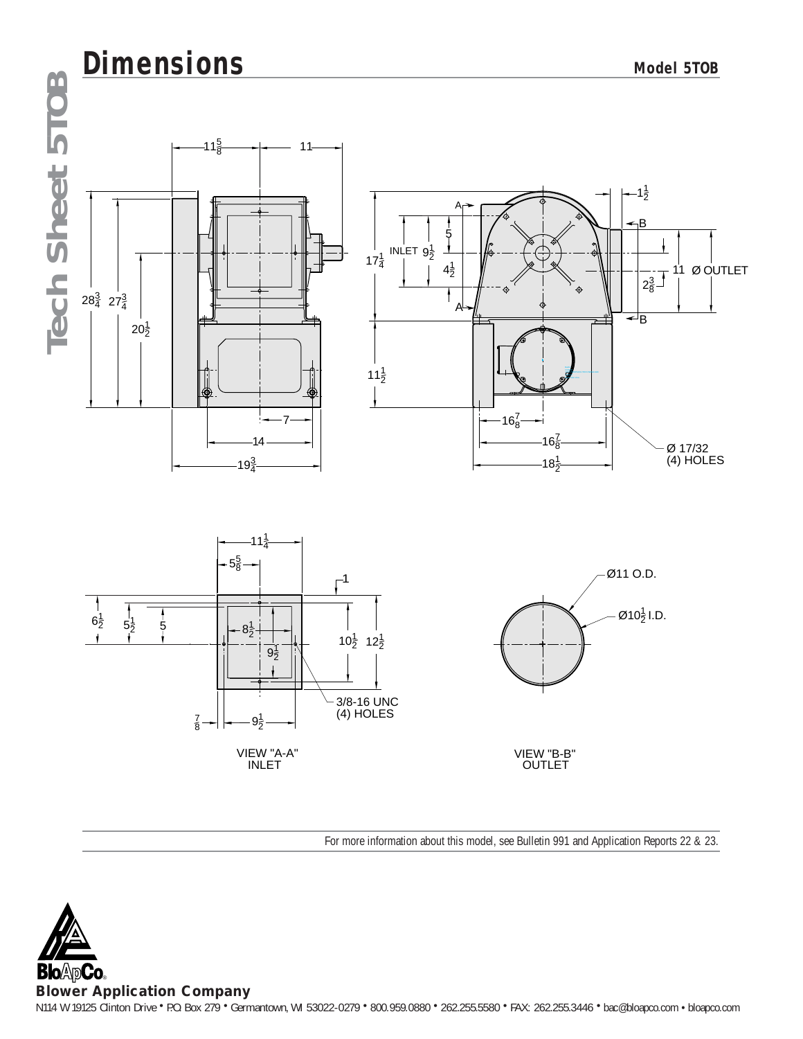# Dimensions

**Model 5TOB**

$11\frac{5}{8}$ 11

$1\frac{1}{2}$

A

B

5

INLET $9\frac{1}{2}$

$17\frac{1}{4}$

$4\frac{1}{2}$

11 Ø OUTLET

$2\frac{3}{8}$

A

B

$28\frac{3}{4}$ $27\frac{3}{4}$

$20\frac{1}{2}$

$11\frac{1}{2}$

7

14

$19\frac{3}{4}$

$16\frac{7}{8}$

$16\frac{7}{8}$

$18\frac{1}{2}$

Ø 17/32
(4) HOLES

$11\frac{1}{4}$

$5\frac{5}{8}$

1

$6\frac{1}{2}$ $5\frac{1}{2}$ 5

$8\frac{1}{2}$

$9\frac{1}{2}$

$10\frac{1}{2}$ $12\frac{1}{2}$

3/8-16 UNC
(4) HOLES

$\frac{7}{8}$ $9\frac{1}{2}$

VIEW "A-A"
INLET

Ø11 O.D.

Ø$10\frac{1}{2}$ I.D.

VIEW "B-B"
OUTLET

For more information about this model, see Bulletin 991 and Application Reports 22 & 23.

BloApCo®

**Blower Application Company**

N114 W19125 Clinton Drive • P.O. Box 279 • Germantown, WI 53022-0279 • 800.959.0880 • 262.255.5580 • FAX: 262.255.3446 • bac@bloapco.com • bloapco.com